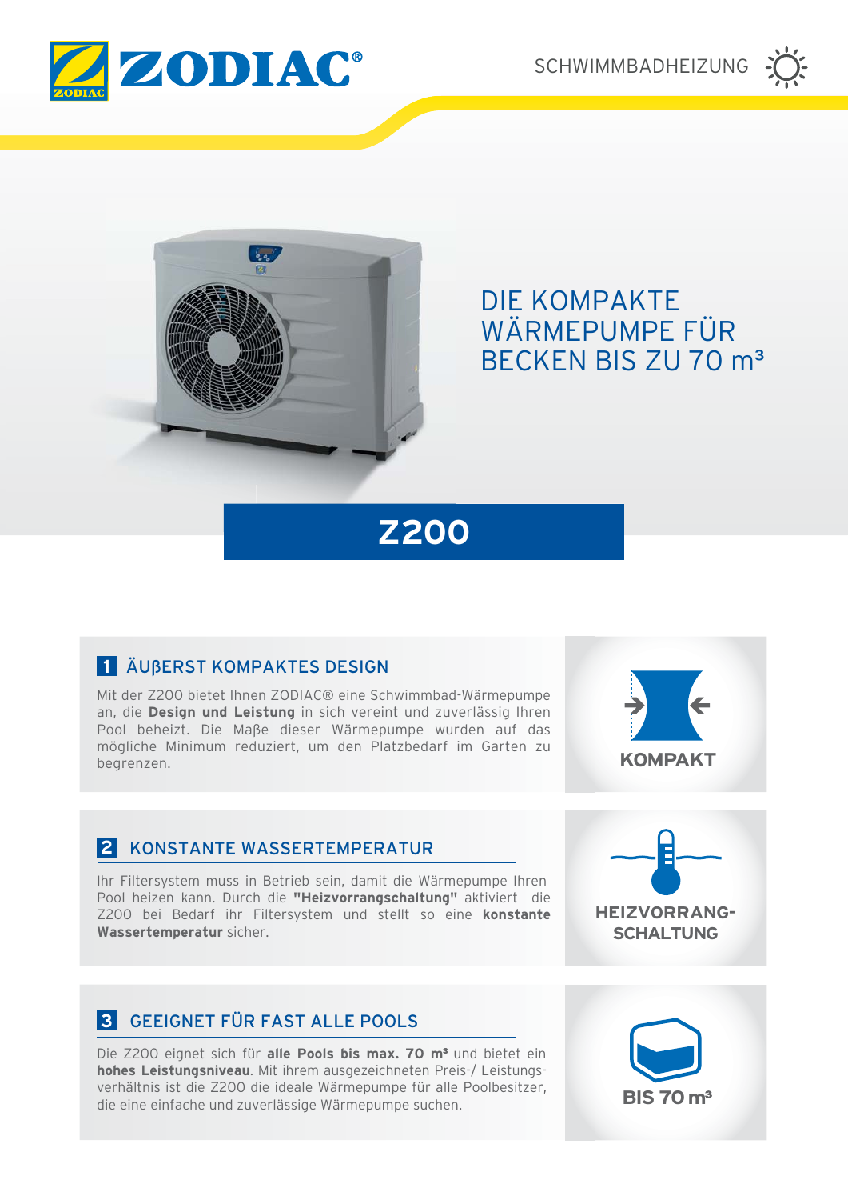ZODIAC®

SCHWIMMBADHEIZUNG

# DIE KOMPAKTE WÄRMEPUMPE FÜR BECKEN BIS ZU 70 m³

# Z200

## 1 ÄUßERST KOMPAKTES DESIGN

Mit der Z200 bietet Ihnen ZODIAC® eine Schwimmbad-Wärmepumpe an, die **Design und Leistung** in sich vereint und zuverlässig Ihren Pool beheizt. Die Maße dieser Wärmepumpe wurden auf das mögliche Minimum reduziert, um den Platzbedarf im Garten zu begrenzen.

**KOMPAKT**

## 2 KONSTANTE WASSERTEMPERATUR

Ihr Filtersystem muss in Betrieb sein, damit die Wärmepumpe Ihren Pool heizen kann. Durch die **"Heizvorrangschaltung"** aktiviert die Z200 bei Bedarf ihr Filtersystem und stellt so eine **konstante Wassertemperatur** sicher.

**HEIZVORRANG-SCHALTUNG**

## 3 GEEIGNET FÜR FAST ALLE POOLS

Die Z200 eignet sich für **alle Pools bis max. 70 m³** und bietet ein **hohes Leistungsniveau**. Mit ihrem ausgezeichneten Preis-/ Leistungsverhältnis ist die Z200 die ideale Wärmepumpe für alle Poolbesitzer, die eine einfache und zuverlässige Wärmepumpe suchen.

**BIS 70 m³**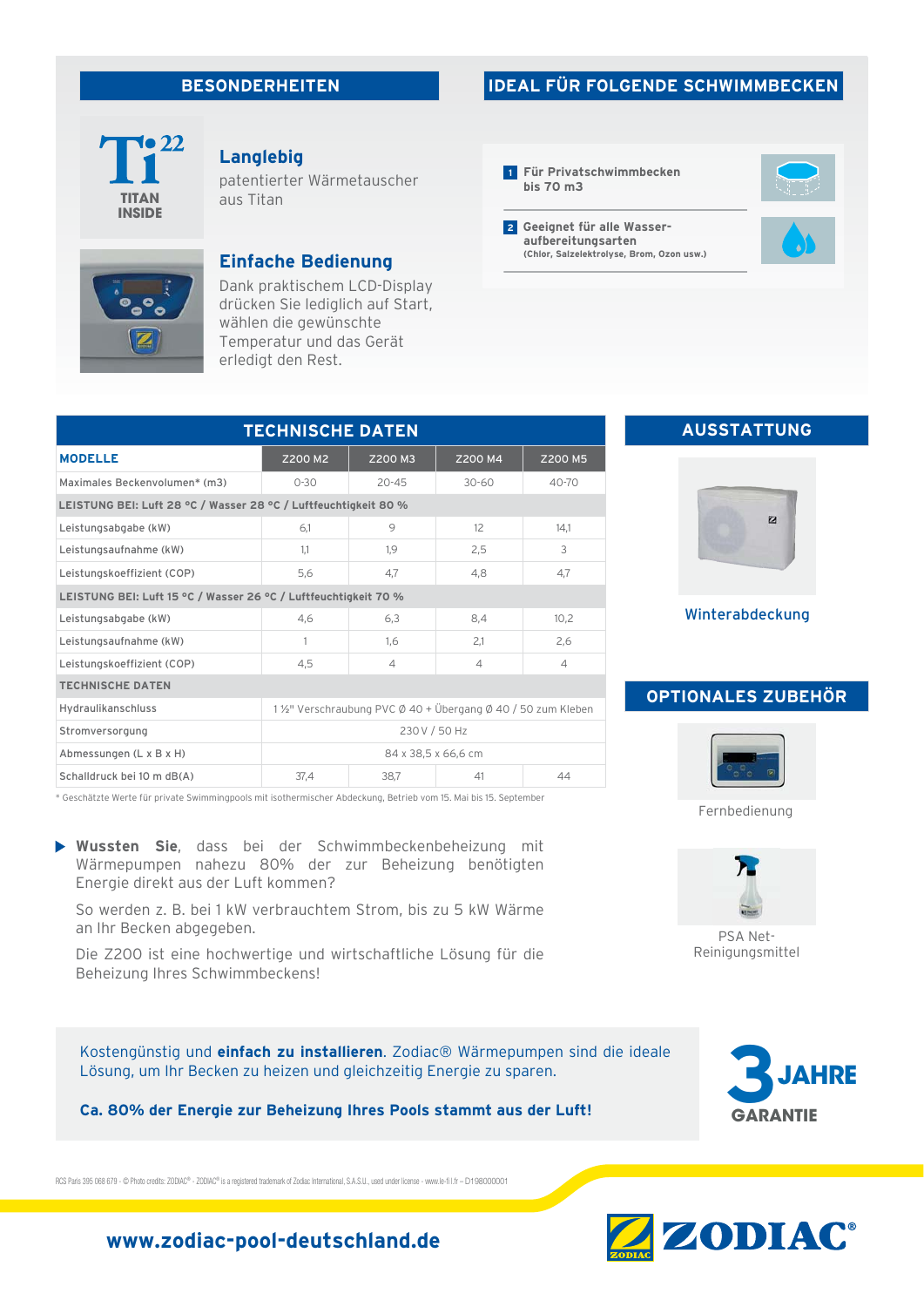## BESONDERHEITEN

Ti 22
TITAN INSIDE

### Langlebig

patentierter Wärmetauscher aus Titan

### Einfache Bedienung

Dank praktischem LCD-Display drücken Sie lediglich auf Start, wählen die gewünschte Temperatur und das Gerät erledigt den Rest.

## IDEAL FÜR FOLGENDE SCHWIMMBECKEN

1. **Für Privatschwimmbecken bis 70 m3**
2. **Geeignet für alle Wasseraufbereitungsarten** (Chlor, Salzelektrolyse, Brom, Ozon usw.)

## TECHNISCHE DATEN

| MODELLE | Z200 M2 | Z200 M3 | Z200 M4 | Z200 M5 |
|---|---|---|---|---|
| Maximales Beckenvolumen* (m3) | 0-30 | 20-45 | 30-60 | 40-70 |
| **LEISTUNG BEI: Luft 28 °C / Wasser 28 °C / Luftfeuchtigkeit 80 %** | | | | |
| Leistungsabgabe (kW) | 6,1 | 9 | 12 | 14,1 |
| Leistungsaufnahme (kW) | 1,1 | 1,9 | 2,5 | 3 |
| Leistungskoeffizient (COP) | 5,6 | 4,7 | 4,8 | 4,7 |
| **LEISTUNG BEI: Luft 15 °C / Wasser 26 °C / Luftfeuchtigkeit 70 %** | | | | |
| Leistungsabgabe (kW) | 4,6 | 6,3 | 8,4 | 10,2 |
| Leistungsaufnahme (kW) | 1 | 1,6 | 2,1 | 2,6 |
| Leistungskoeffizient (COP) | 4,5 | 4 | 4 | 4 |
| **TECHNISCHE DATEN** | | | | |
| Hydraulikanschluss | 1 ½" Verschraubung PVC Ø 40 + Übergang Ø 40 / 50 zum Kleben | | | |
| Stromversorgung | 230 V / 50 Hz | | | |
| Abmessungen (L x B x H) | 84 x 38,5 x 66,6 cm | | | |
| Schalldruck bei 10 m dB(A) | 37,4 | 38,7 | 41 | 44 |

* Geschätzte Werte für private Swimmingpools mit isothermischer Abdeckung, Betrieb vom 15. Mai bis 15. September

## AUSSTATTUNG

Winterabdeckung

## OPTIONALES ZUBEHÖR

Fernbedienung

PSA Net-Reinigungsmittel

▶ **Wussten Sie**, dass bei der Schwimmbeckenbeheizung mit Wärmepumpen nahezu 80% der zur Beheizung benötigten Energie direkt aus der Luft kommen?

So werden z. B. bei 1 kW verbrauchtem Strom, bis zu 5 kW Wärme an Ihr Becken abgegeben.

Die Z200 ist eine hochwertige und wirtschaftliche Lösung für die Beheizung Ihres Schwimmbeckens!

Kostengünstig und **einfach zu installieren**. Zodiac® Wärmepumpen sind die ideale Lösung, um Ihr Becken zu heizen und gleichzeitig Energie zu sparen.

**Ca. 80% der Energie zur Beheizung Ihres Pools stammt aus der Luft!**

**3 JAHRE GARANTIE**

RCS Paris 395 068 679 - © Photo credits: ZODIAC® - ZODIAC® is a registered trademark of Zodiac International, S.A.S.U., used under license - www.le-fil.fr – D198000001

**www.zodiac-pool-deutschland.de**

ZODIAC®